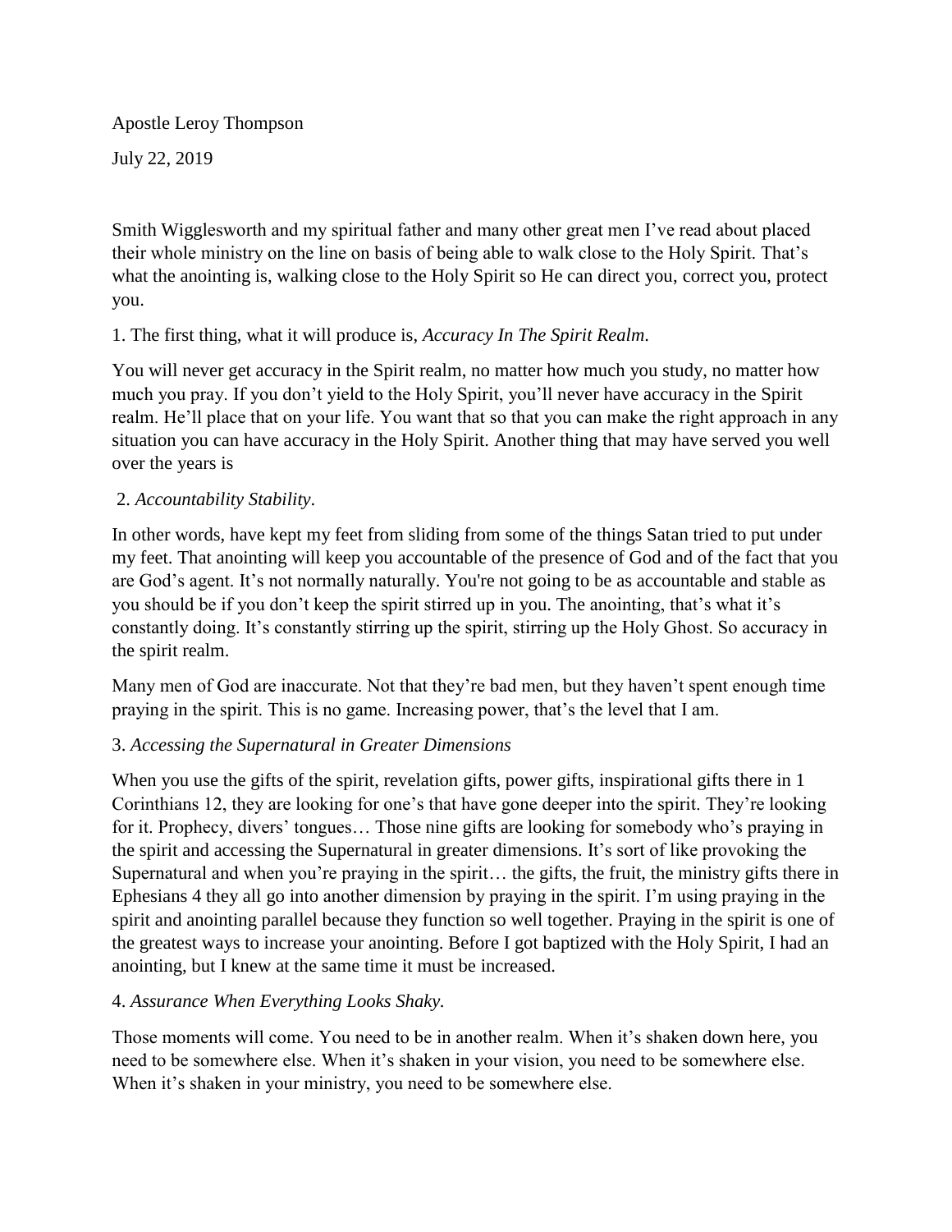Apostle Leroy Thompson

July 22, 2019

Smith Wigglesworth and my spiritual father and many other great men I've read about placed their whole ministry on the line on basis of being able to walk close to the Holy Spirit. That's what the anointing is, walking close to the Holy Spirit so He can direct you, correct you, protect you.

1. The first thing, what it will produce is, *Accuracy In The Spirit Realm*.

You will never get accuracy in the Spirit realm, no matter how much you study, no matter how much you pray. If you don't yield to the Holy Spirit, you'll never have accuracy in the Spirit realm. He'll place that on your life. You want that so that you can make the right approach in any situation you can have accuracy in the Holy Spirit. Another thing that may have served you well over the years is

2. *Accountability Stability*.

In other words, have kept my feet from sliding from some of the things Satan tried to put under my feet. That anointing will keep you accountable of the presence of God and of the fact that you are God's agent. It's not normally naturally. You're not going to be as accountable and stable as you should be if you don't keep the spirit stirred up in you. The anointing, that's what it's constantly doing. It's constantly stirring up the spirit, stirring up the Holy Ghost. So accuracy in the spirit realm.

Many men of God are inaccurate. Not that they're bad men, but they haven't spent enough time praying in the spirit. This is no game. Increasing power, that's the level that I am.

3. *Accessing the Supernatural in Greater Dimensions*

When you use the gifts of the spirit, revelation gifts, power gifts, inspirational gifts there in 1 Corinthians 12, they are looking for one's that have gone deeper into the spirit. They're looking for it. Prophecy, divers' tongues… Those nine gifts are looking for somebody who's praying in the spirit and accessing the Supernatural in greater dimensions. It's sort of like provoking the Supernatural and when you're praying in the spirit… the gifts, the fruit, the ministry gifts there in Ephesians 4 they all go into another dimension by praying in the spirit. I'm using praying in the spirit and anointing parallel because they function so well together. Praying in the spirit is one of the greatest ways to increase your anointing. Before I got baptized with the Holy Spirit, I had an anointing, but I knew at the same time it must be increased.

4. *Assurance When Everything Looks Shaky.*

Those moments will come. You need to be in another realm. When it's shaken down here, you need to be somewhere else. When it's shaken in your vision, you need to be somewhere else. When it's shaken in your ministry, you need to be somewhere else.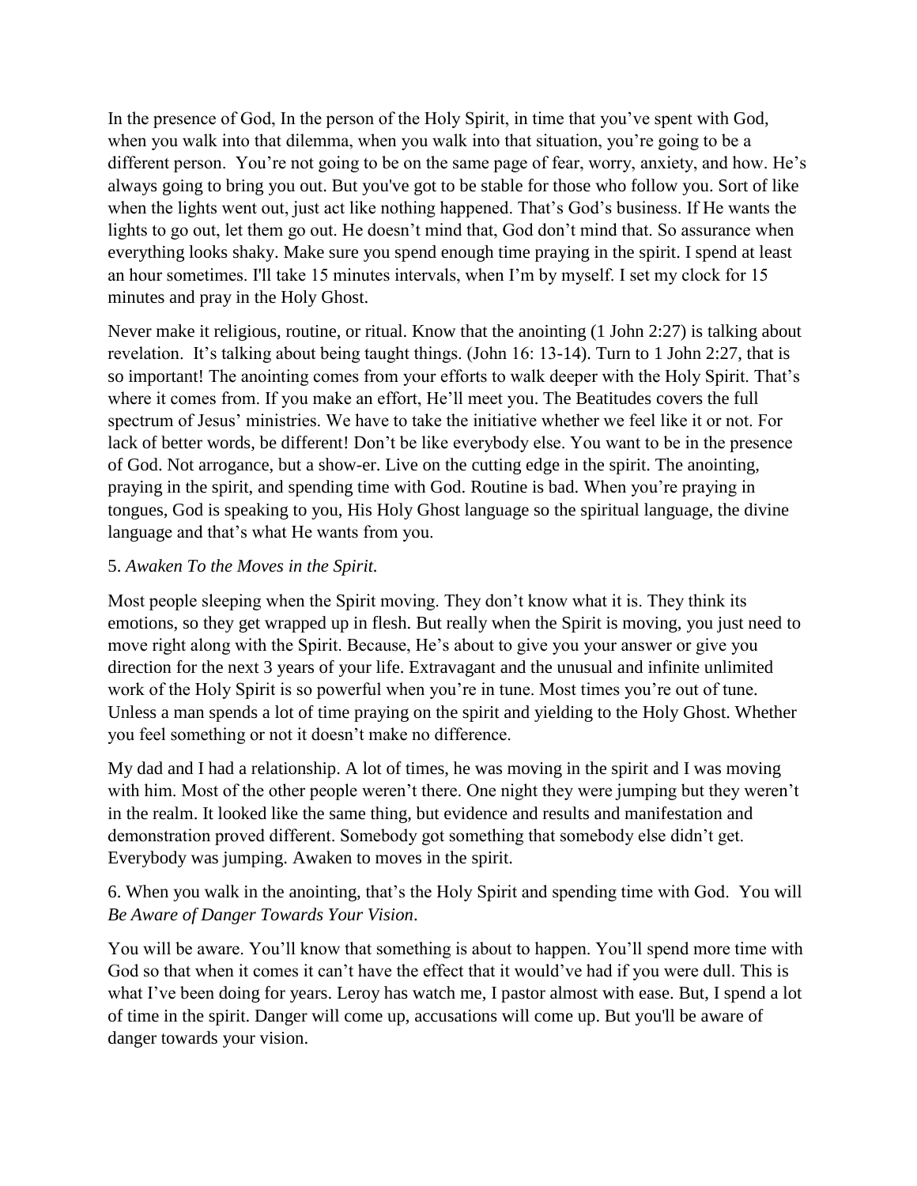In the presence of God, In the person of the Holy Spirit, in time that you've spent with God, when you walk into that dilemma, when you walk into that situation, you're going to be a different person. You're not going to be on the same page of fear, worry, anxiety, and how. He's always going to bring you out. But you've got to be stable for those who follow you. Sort of like when the lights went out, just act like nothing happened. That's God's business. If He wants the lights to go out, let them go out. He doesn't mind that, God don't mind that. So assurance when everything looks shaky. Make sure you spend enough time praying in the spirit. I spend at least an hour sometimes. I'll take 15 minutes intervals, when I'm by myself. I set my clock for 15 minutes and pray in the Holy Ghost.

Never make it religious, routine, or ritual. Know that the anointing (1 John 2:27) is talking about revelation. It's talking about being taught things. (John 16: 13-14). Turn to 1 John 2:27, that is so important! The anointing comes from your efforts to walk deeper with the Holy Spirit. That's where it comes from. If you make an effort, He'll meet you. The Beatitudes covers the full spectrum of Jesus' ministries. We have to take the initiative whether we feel like it or not. For lack of better words, be different! Don't be like everybody else. You want to be in the presence of God. Not arrogance, but a show-er. Live on the cutting edge in the spirit. The anointing, praying in the spirit, and spending time with God. Routine is bad. When you're praying in tongues, God is speaking to you, His Holy Ghost language so the spiritual language, the divine language and that's what He wants from you.

5. *Awaken To the Moves in the Spirit.*

Most people sleeping when the Spirit moving. They don't know what it is. They think its emotions, so they get wrapped up in flesh. But really when the Spirit is moving, you just need to move right along with the Spirit. Because, He's about to give you your answer or give you direction for the next 3 years of your life. Extravagant and the unusual and infinite unlimited work of the Holy Spirit is so powerful when you're in tune. Most times you're out of tune. Unless a man spends a lot of time praying on the spirit and yielding to the Holy Ghost. Whether you feel something or not it doesn't make no difference.

My dad and I had a relationship. A lot of times, he was moving in the spirit and I was moving with him. Most of the other people weren't there. One night they were jumping but they weren't in the realm. It looked like the same thing, but evidence and results and manifestation and demonstration proved different. Somebody got something that somebody else didn't get. Everybody was jumping. Awaken to moves in the spirit.

6. When you walk in the anointing, that's the Holy Spirit and spending time with God. You will *Be Aware of Danger Towards Your Vision*.

You will be aware. You'll know that something is about to happen. You'll spend more time with God so that when it comes it can't have the effect that it would've had if you were dull. This is what I've been doing for years. Leroy has watch me, I pastor almost with ease. But, I spend a lot of time in the spirit. Danger will come up, accusations will come up. But you'll be aware of danger towards your vision.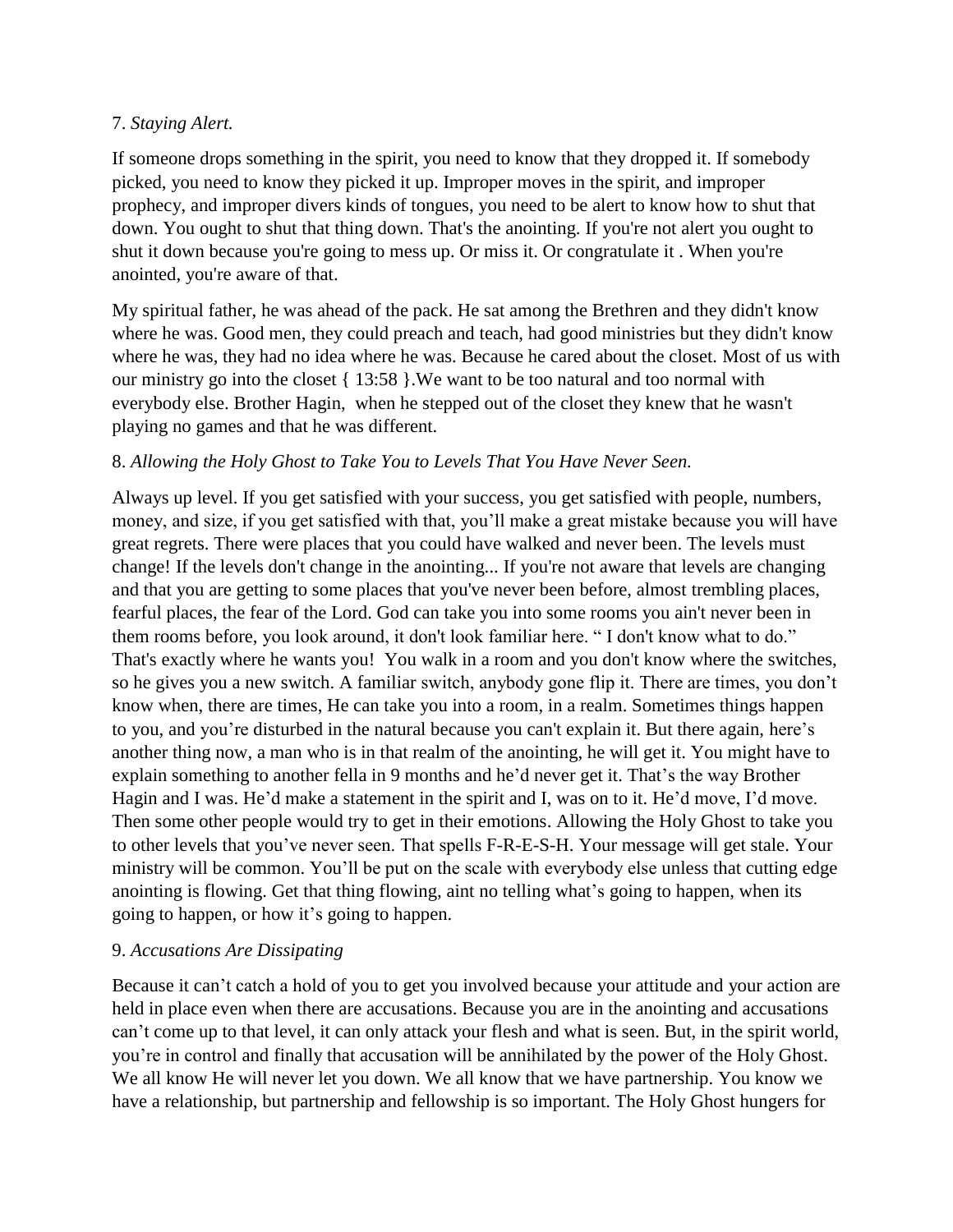7. *Staying Alert.*

If someone drops something in the spirit, you need to know that they dropped it. If somebody picked, you need to know they picked it up. Improper moves in the spirit, and improper prophecy, and improper divers kinds of tongues, you need to be alert to know how to shut that down. You ought to shut that thing down. That's the anointing. If you're not alert you ought to shut it down because you're going to mess up. Or miss it. Or congratulate it . When you're anointed, you're aware of that.

My spiritual father, he was ahead of the pack. He sat among the Brethren and they didn't know where he was. Good men, they could preach and teach, had good ministries but they didn't know where he was, they had no idea where he was. Because he cared about the closet. Most of us with our ministry go into the closet { 13:58 }.We want to be too natural and too normal with everybody else. Brother Hagin, when he stepped out of the closet they knew that he wasn't playing no games and that he was different.

8. *Allowing the Holy Ghost to Take You to Levels That You Have Never Seen.*

Always up level. If you get satisfied with your success, you get satisfied with people, numbers, money, and size, if you get satisfied with that, you'll make a great mistake because you will have great regrets. There were places that you could have walked and never been. The levels must change! If the levels don't change in the anointing... If you're not aware that levels are changing and that you are getting to some places that you've never been before, almost trembling places, fearful places, the fear of the Lord. God can take you into some rooms you ain't never been in them rooms before, you look around, it don't look familiar here. " I don't know what to do." That's exactly where he wants you! You walk in a room and you don't know where the switches, so he gives you a new switch. A familiar switch, anybody gone flip it. There are times, you don't know when, there are times, He can take you into a room, in a realm. Sometimes things happen to you, and you're disturbed in the natural because you can't explain it. But there again, here's another thing now, a man who is in that realm of the anointing, he will get it. You might have to explain something to another fella in 9 months and he'd never get it. That's the way Brother Hagin and I was. He'd make a statement in the spirit and I, was on to it. He'd move, I'd move. Then some other people would try to get in their emotions. Allowing the Holy Ghost to take you to other levels that you've never seen. That spells F-R-E-S-H. Your message will get stale. Your ministry will be common. You'll be put on the scale with everybody else unless that cutting edge anointing is flowing. Get that thing flowing, aint no telling what's going to happen, when its going to happen, or how it's going to happen.

9. *Accusations Are Dissipating*

Because it can't catch a hold of you to get you involved because your attitude and your action are held in place even when there are accusations. Because you are in the anointing and accusations can't come up to that level, it can only attack your flesh and what is seen. But, in the spirit world, you're in control and finally that accusation will be annihilated by the power of the Holy Ghost. We all know He will never let you down. We all know that we have partnership. You know we have a relationship, but partnership and fellowship is so important. The Holy Ghost hungers for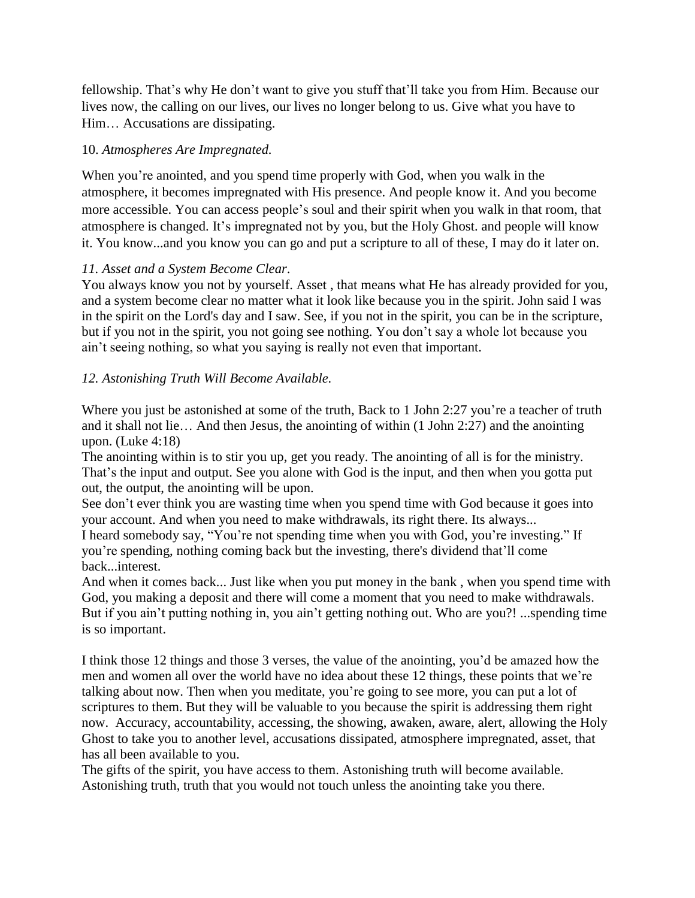fellowship. That's why He don't want to give you stuff that'll take you from Him. Because our lives now, the calling on our lives, our lives no longer belong to us. Give what you have to Him… Accusations are dissipating.

10. *Atmospheres Are Impregnated.*

When you're anointed, and you spend time properly with God, when you walk in the atmosphere, it becomes impregnated with His presence. And people know it. And you become more accessible. You can access people's soul and their spirit when you walk in that room, that atmosphere is changed. It's impregnated not by you, but the Holy Ghost. and people will know it. You know...and you know you can go and put a scripture to all of these, I may do it later on.

*11. Asset and a System Become Clear.*

You always know you not by yourself. Asset , that means what He has already provided for you, and a system become clear no matter what it look like because you in the spirit. John said I was in the spirit on the Lord's day and I saw. See, if you not in the spirit, you can be in the scripture, but if you not in the spirit, you not going see nothing. You don't say a whole lot because you ain't seeing nothing, so what you saying is really not even that important.

*12. Astonishing Truth Will Become Available.*

Where you just be astonished at some of the truth, Back to 1 John 2:27 you're a teacher of truth and it shall not lie… And then Jesus, the anointing of within (1 John 2:27) and the anointing upon. (Luke 4:18)

The anointing within is to stir you up, get you ready. The anointing of all is for the ministry. That's the input and output. See you alone with God is the input, and then when you gotta put out, the output, the anointing will be upon.

See don't ever think you are wasting time when you spend time with God because it goes into your account. And when you need to make withdrawals, its right there. Its always...

I heard somebody say, "You're not spending time when you with God, you're investing." If you're spending, nothing coming back but the investing, there's dividend that'll come back...interest.

And when it comes back... Just like when you put money in the bank , when you spend time with God, you making a deposit and there will come a moment that you need to make withdrawals. But if you ain't putting nothing in, you ain't getting nothing out. Who are you?! ...spending time is so important.

I think those 12 things and those 3 verses, the value of the anointing, you'd be amazed how the men and women all over the world have no idea about these 12 things, these points that we're talking about now. Then when you meditate, you're going to see more, you can put a lot of scriptures to them. But they will be valuable to you because the spirit is addressing them right now. Accuracy, accountability, accessing, the showing, awaken, aware, alert, allowing the Holy Ghost to take you to another level, accusations dissipated, atmosphere impregnated, asset, that has all been available to you.

The gifts of the spirit, you have access to them. Astonishing truth will become available. Astonishing truth, truth that you would not touch unless the anointing take you there.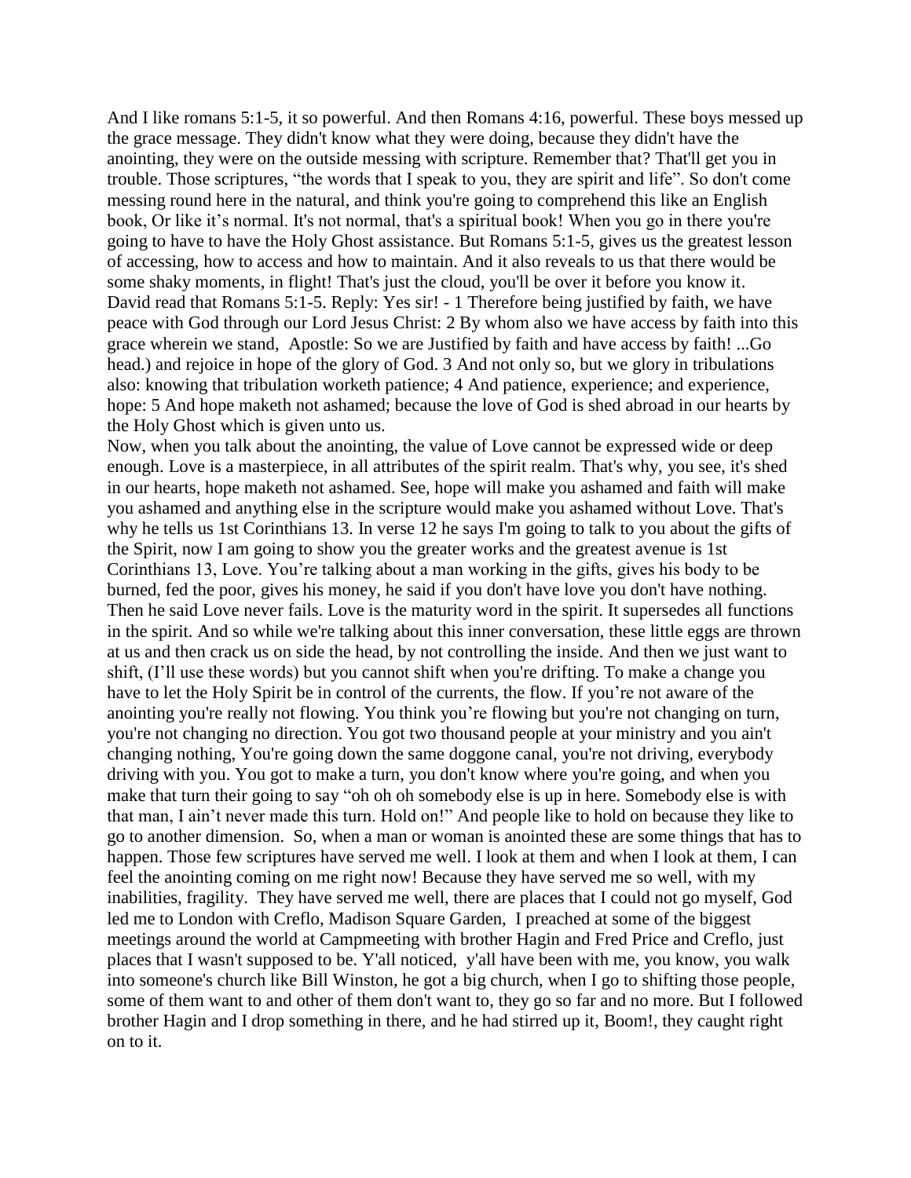And I like romans 5:1-5, it so powerful. And then Romans 4:16, powerful. These boys messed up the grace message. They didn't know what they were doing, because they didn't have the anointing, they were on the outside messing with scripture. Remember that? That'll get you in trouble. Those scriptures, "the words that I speak to you, they are spirit and life". So don't come messing round here in the natural, and think you're going to comprehend this like an English book, Or like it's normal. It's not normal, that's a spiritual book! When you go in there you're going to have to have the Holy Ghost assistance. But Romans 5:1-5, gives us the greatest lesson of accessing, how to access and how to maintain. And it also reveals to us that there would be some shaky moments, in flight! That's just the cloud, you'll be over it before you know it. David read that Romans 5:1-5. Reply: Yes sir! - 1 Therefore being justified by faith, we have peace with God through our Lord Jesus Christ: 2 By whom also we have access by faith into this grace wherein we stand, Apostle: So we are Justified by faith and have access by faith! ...Go head.) and rejoice in hope of the glory of God. 3 And not only so, but we glory in tribulations also: knowing that tribulation worketh patience; 4 And patience, experience; and experience, hope: 5 And hope maketh not ashamed; because the love of God is shed abroad in our hearts by the Holy Ghost which is given unto us.

Now, when you talk about the anointing, the value of Love cannot be expressed wide or deep enough. Love is a masterpiece, in all attributes of the spirit realm. That's why, you see, it's shed in our hearts, hope maketh not ashamed. See, hope will make you ashamed and faith will make you ashamed and anything else in the scripture would make you ashamed without Love. That's why he tells us 1st Corinthians 13. In verse 12 he says I'm going to talk to you about the gifts of the Spirit, now I am going to show you the greater works and the greatest avenue is 1st Corinthians 13, Love. You're talking about a man working in the gifts, gives his body to be burned, fed the poor, gives his money, he said if you don't have love you don't have nothing. Then he said Love never fails. Love is the maturity word in the spirit. It supersedes all functions in the spirit. And so while we're talking about this inner conversation, these little eggs are thrown at us and then crack us on side the head, by not controlling the inside. And then we just want to shift, (I'll use these words) but you cannot shift when you're drifting. To make a change you have to let the Holy Spirit be in control of the currents, the flow. If you're not aware of the anointing you're really not flowing. You think you're flowing but you're not changing on turn, you're not changing no direction. You got two thousand people at your ministry and you ain't changing nothing, You're going down the same doggone canal, you're not driving, everybody driving with you. You got to make a turn, you don't know where you're going, and when you make that turn their going to say "oh oh oh somebody else is up in here. Somebody else is with that man, I ain't never made this turn. Hold on!" And people like to hold on because they like to go to another dimension. So, when a man or woman is anointed these are some things that has to happen. Those few scriptures have served me well. I look at them and when I look at them, I can feel the anointing coming on me right now! Because they have served me so well, with my inabilities, fragility. They have served me well, there are places that I could not go myself, God led me to London with Creflo, Madison Square Garden, I preached at some of the biggest meetings around the world at Campmeeting with brother Hagin and Fred Price and Creflo, just places that I wasn't supposed to be. Y'all noticed, y'all have been with me, you know, you walk into someone's church like Bill Winston, he got a big church, when I go to shifting those people, some of them want to and other of them don't want to, they go so far and no more. But I followed brother Hagin and I drop something in there, and he had stirred up it, Boom!, they caught right on to it.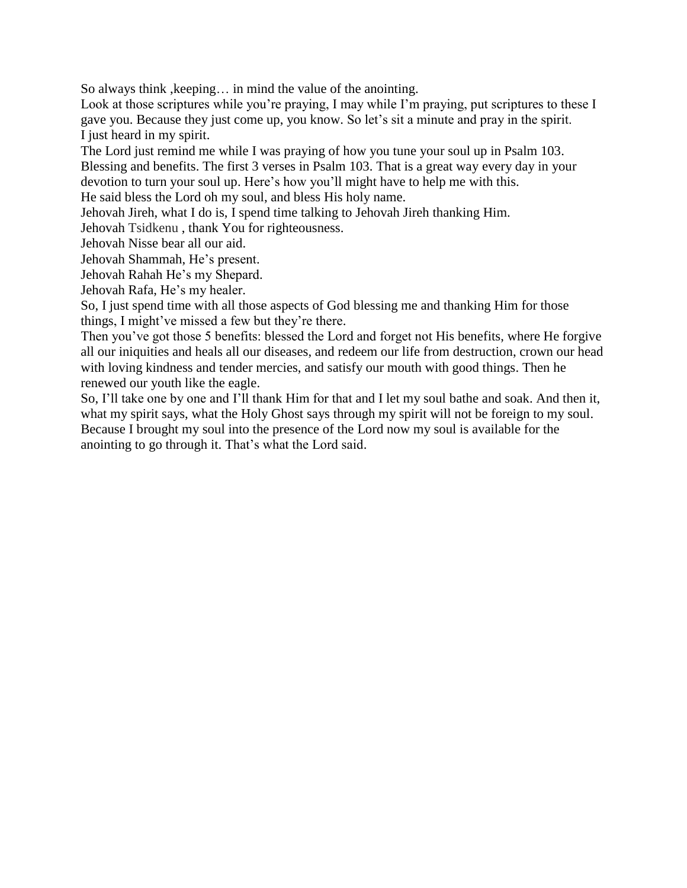So always think ,keeping… in mind the value of the anointing.

Look at those scriptures while you're praying, I may while I'm praying, put scriptures to these I gave you. Because they just come up, you know. So let's sit a minute and pray in the spirit.

I just heard in my spirit.

The Lord just remind me while I was praying of how you tune your soul up in Psalm 103. Blessing and benefits. The first 3 verses in Psalm 103. That is a great way every day in your devotion to turn your soul up. Here's how you'll might have to help me with this.

He said bless the Lord oh my soul, and bless His holy name.

Jehovah Jireh, what I do is, I spend time talking to Jehovah Jireh thanking Him.

Jehovah Tsidkenu , thank You for righteousness.

Jehovah Nisse bear all our aid.

Jehovah Shammah, He's present.

Jehovah Rahah He's my Shepard.

Jehovah Rafa, He's my healer.

So, I just spend time with all those aspects of God blessing me and thanking Him for those things, I might've missed a few but they're there.

Then you've got those 5 benefits: blessed the Lord and forget not His benefits, where He forgive all our iniquities and heals all our diseases, and redeem our life from destruction, crown our head with loving kindness and tender mercies, and satisfy our mouth with good things. Then he renewed our youth like the eagle.

So, I'll take one by one and I'll thank Him for that and I let my soul bathe and soak. And then it, what my spirit says, what the Holy Ghost says through my spirit will not be foreign to my soul. Because I brought my soul into the presence of the Lord now my soul is available for the anointing to go through it. That's what the Lord said.